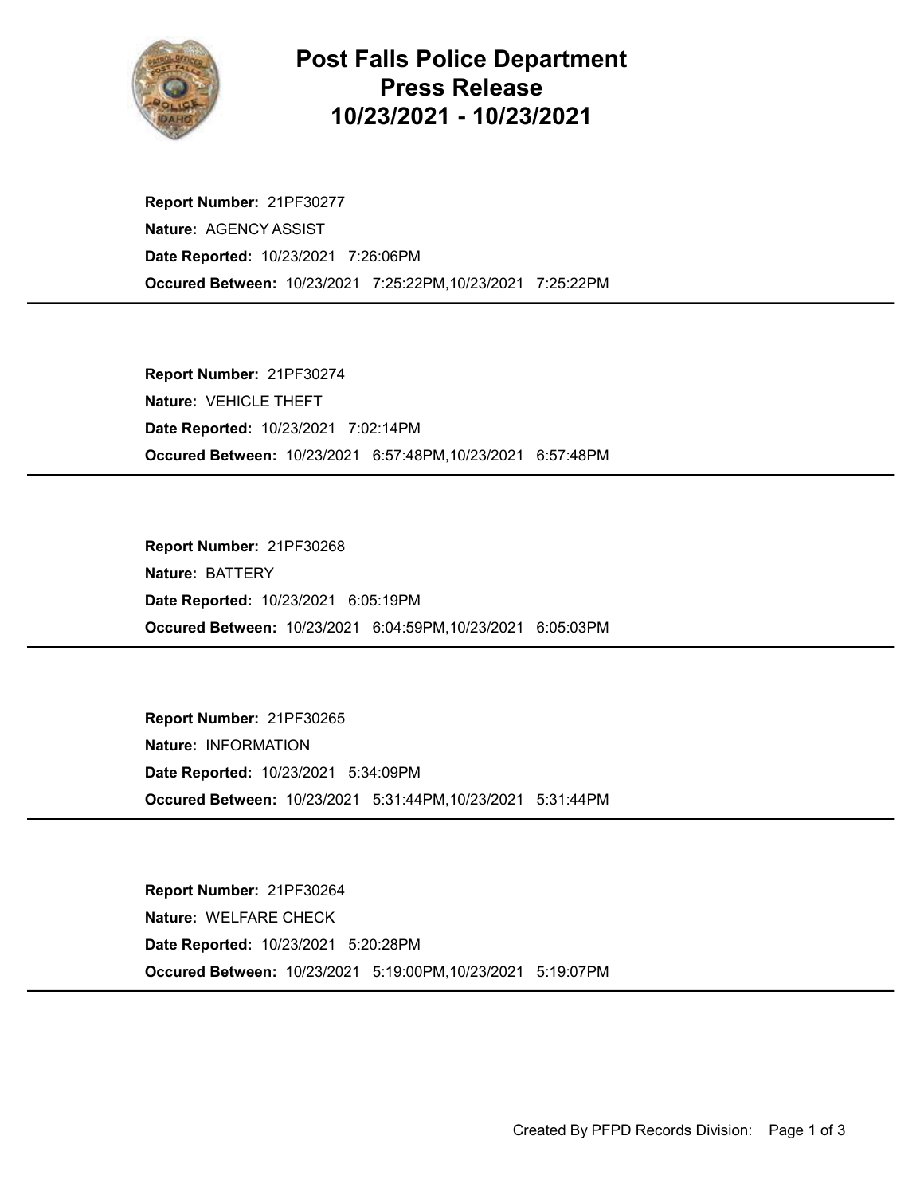# Post Falls Police Department Press Release 10/23/2021 - 10/23/2021

**Report Number:** 21PF30277
**Nature:** AGENCY ASSIST
**Date Reported:** 10/23/2021 7:26:06PM
**Occured Between:** 10/23/2021 7:25:22PM,10/23/2021 7:25:22PM

---

**Report Number:** 21PF30274
**Nature:** VEHICLE THEFT
**Date Reported:** 10/23/2021 7:02:14PM
**Occured Between:** 10/23/2021 6:57:48PM,10/23/2021 6:57:48PM

---

**Report Number:** 21PF30268
**Nature:** BATTERY
**Date Reported:** 10/23/2021 6:05:19PM
**Occured Between:** 10/23/2021 6:04:59PM,10/23/2021 6:05:03PM

---

**Report Number:** 21PF30265
**Nature:** INFORMATION
**Date Reported:** 10/23/2021 5:34:09PM
**Occured Between:** 10/23/2021 5:31:44PM,10/23/2021 5:31:44PM

---

**Report Number:** 21PF30264
**Nature:** WELFARE CHECK
**Date Reported:** 10/23/2021 5:20:28PM
**Occured Between:** 10/23/2021 5:19:00PM,10/23/2021 5:19:07PM

---

Created By PFPD Records Division: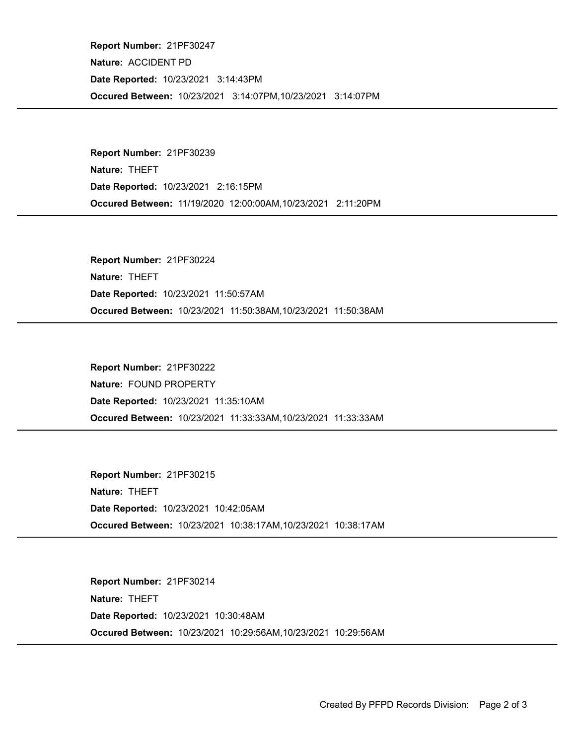**Report Number:** 21PF30247

**Nature:** ACCIDENT PD

**Date Reported:** 10/23/2021 3:14:43PM

**Occured Between:** 10/23/2021 3:14:07PM,10/23/2021 3:14:07PM

---

**Report Number:** 21PF30239

**Nature:** THEFT

**Date Reported:** 10/23/2021 2:16:15PM

**Occured Between:** 11/19/2020 12:00:00AM,10/23/2021 2:11:20PM

---

**Report Number:** 21PF30224

**Nature:** THEFT

**Date Reported:** 10/23/2021 11:50:57AM

**Occured Between:** 10/23/2021 11:50:38AM,10/23/2021 11:50:38AM

---

**Report Number:** 21PF30222

**Nature:** FOUND PROPERTY

**Date Reported:** 10/23/2021 11:35:10AM

**Occured Between:** 10/23/2021 11:33:33AM,10/23/2021 11:33:33AM

---

**Report Number:** 21PF30215

**Nature:** THEFT

**Date Reported:** 10/23/2021 10:42:05AM

**Occured Between:** 10/23/2021 10:38:17AM,10/23/2021 10:38:17AM

---

**Report Number:** 21PF30214

**Nature:** THEFT

**Date Reported:** 10/23/2021 10:30:48AM

**Occured Between:** 10/23/2021 10:29:56AM,10/23/2021 10:29:56AM

---

Created By PFPD Records Division: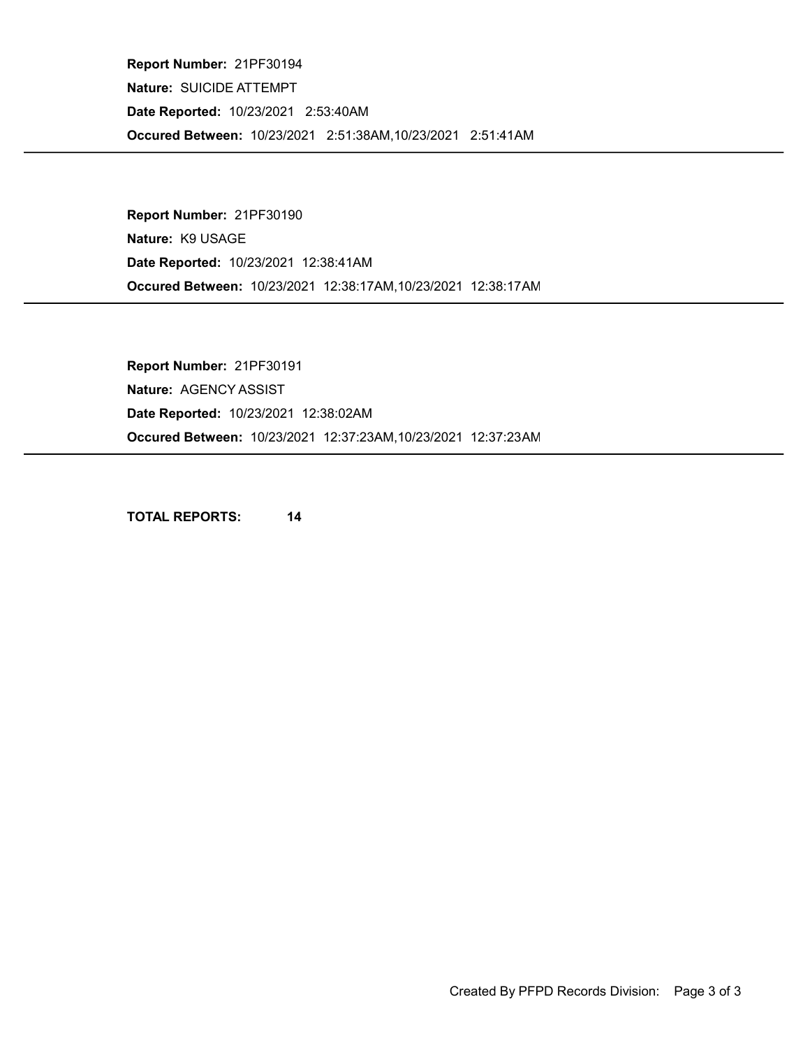**Report Number:** 21PF30194

**Nature:** SUICIDE ATTEMPT

**Date Reported:** 10/23/2021 2:53:40AM

**Occured Between:** 10/23/2021 2:51:38AM,10/23/2021 2:51:41AM

---

**Report Number:** 21PF30190

**Nature:** K9 USAGE

**Date Reported:** 10/23/2021 12:38:41AM

**Occured Between:** 10/23/2021 12:38:17AM,10/23/2021 12:38:17AM

---

**Report Number:** 21PF30191

**Nature:** AGENCY ASSIST

**Date Reported:** 10/23/2021 12:38:02AM

**Occured Between:** 10/23/2021 12:37:23AM,10/23/2021 12:37:23AM

---

**TOTAL REPORTS: 14**